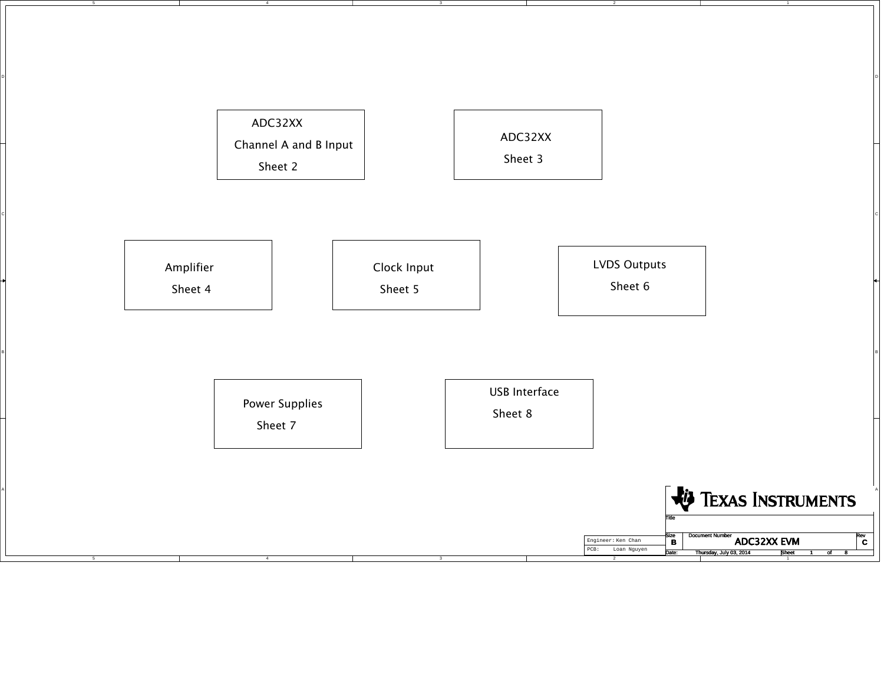ADC32XX
Channel A and B Input
Sheet 2

ADC32XX
Sheet 3

Amplifier
Sheet 4

Clock Input
Sheet 5

LVDS Outputs
Sheet 6

Power Supplies
Sheet 7

USB Interface
Sheet 8

TEXAS INSTRUMENTS

| Engineer: | Ken Chan |
| --- | --- |
| PCB: | Loan Nguyen |

| Title | | |
| --- | --- | --- |
| Size: B | Document Number: ADC32XX EVM | Rev: C |
| Date: Thursday, July 03, 2014 | Sheet 1 of 8 | |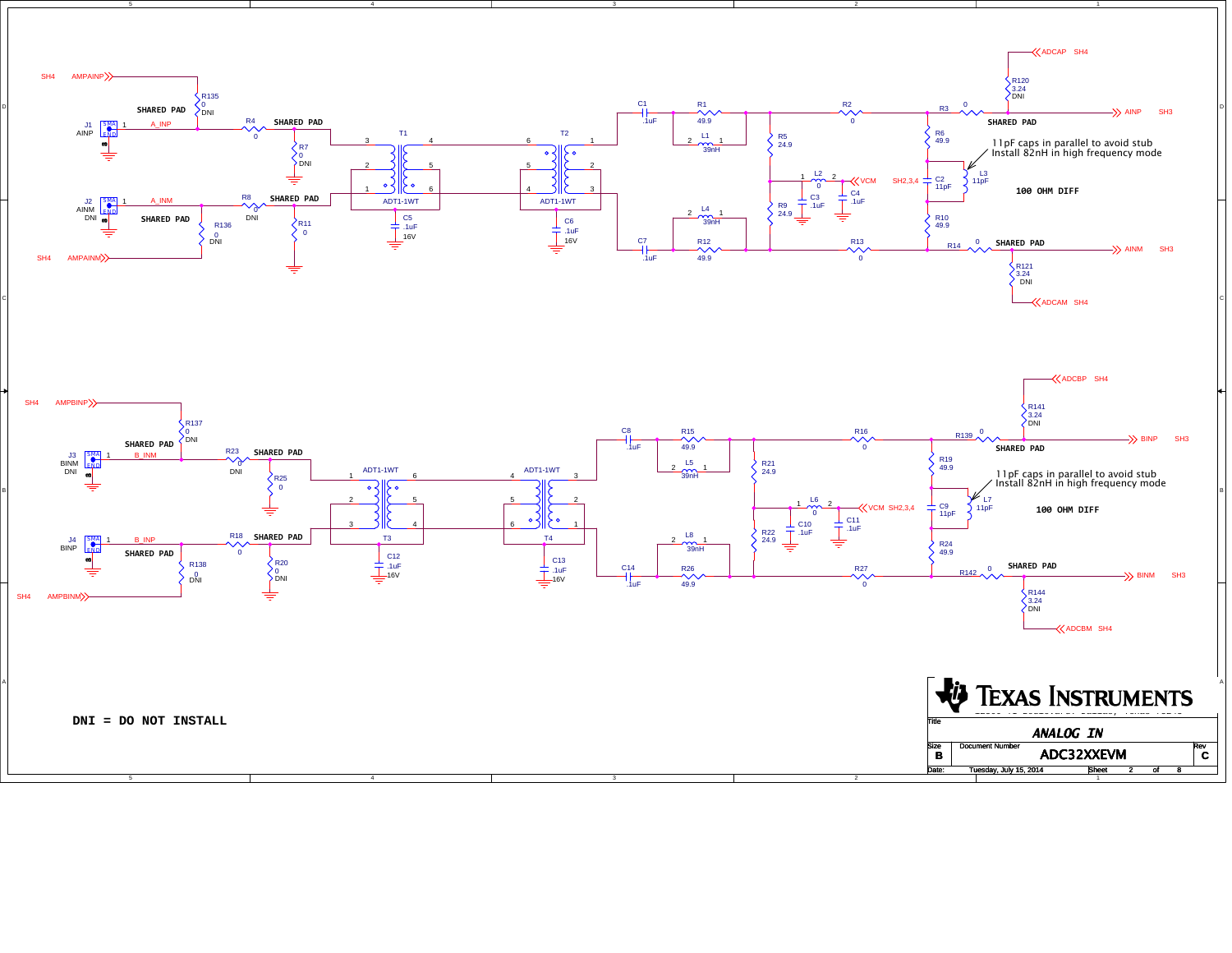11pF caps in parallel to avoid stub
Install 82nH in high frequency mode

100 OHM DIFF

11pF caps in parallel to avoid stub
Install 82nH in high frequency mode

100 OHM DIFF

**DNI = DO NOT INSTALL**

| Title | | |
|---|---|---|
| ANALOG IN | | |
| Size | Document Number | Rev |
| B | ADC32XXEVM | C |
| Date: Tuesday, July 15, 2014 | Sheet 2 of 8 | |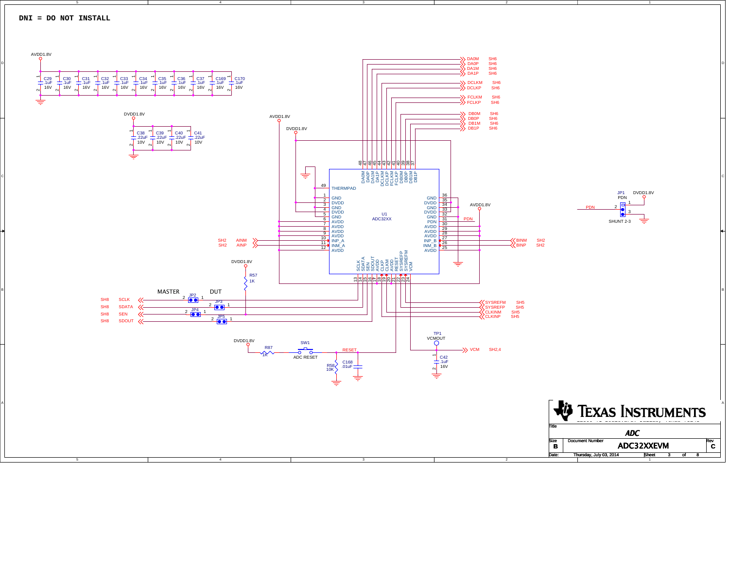**DNI = DO NOT INSTALL**

AVDD1.8V

| Ref | Value | Voltage |
|---|---|---|
| C29 | .1uF | 16V |
| C30 | .1uF | 16V |
| C31 | .1uF | 16V |
| C32 | .1uF | 16V |
| C33 | .1uF | 16V |
| C34 | .1uF | 16V |
| C35 | .1uF | 16V |
| C36 | .1uF | 16V |
| C37 | .1uF | 16V |
| C169 | .1uF | 16V |
| C170 | .1uF | 16V |

DVDD1.8V

| Ref | Value | Voltage |
|---|---|---|
| C38 | .22uF | 10V |
| C39 | .22uF | 10V |
| C40 | .22uF | 10V |
| C41 | .22uF | 10V |

U1 ADC32XX

| Pin | Name | Pin | Name |
|---|---|---|---|
| 1 | GND | 36 | GND |
| 2 | DVDD | 35 | DVDD |
| 3 | GND | 34 | GND |
| 4 | DVDD | 33 | DVDD |
| 5 | GND | 32 | GND |
| 6 | AVDD | 31 | PDN |
| 7 | AVDD | 30 | AVDD |
| 8 | AVDD | 29 | AVDD |
| 9 | AVDD | 28 | AVDD |
| 10 | INP_A | 27 | INP_B |
| 11 | INM_A | 26 | INM_B |
| 12 | AVDD | 25 | AVDD |
| 13 | SCLK | 48 | DA0M |
| 14 | SDATA | 47 | DA0P |
| 15 | SEN | 46 | DA1M |
| 16 | SDOUT | 45 | DA1P |
| 17 | AVDD | 44 | DCLKM |
| 18 | CLKP | 43 | DCLKP |
| 19 | CLKM | 42 | FCLKM |
| 20 | AVDD | 41 | FCLKP |
| 21 | RESET | 40 | DB0M |
| 22 | SYSREFP | 39 | DB0P |
| 23 | SYSREFM | 38 | DB1M |
| 24 | VCM | 37 | DB1P |
| 49 | THERMPAD | | |

Signals: DA0M SH6, DA0P SH6, DA1M SH6, DA1P SH6, DCLKM SH6, DCLKP SH6, FCLKM SH6, FCLKP SH6, DB0M SH6, DB0P SH6, DB1M SH6, DB1P SH6

SH2 AINM, SH2 AINP, BINM SH2, BINP SH2

SYSREFM SH5, SYSREFP SH5, CLKINM SH5, CLKINP SH5

MASTER / DUT: SH8 SCLK (JP2), SH8 SDATA (JP3), SH8 SEN (JP4), SH8 SDOUT (JP5)

DVDD1.8V, R57 1K

JP1 PDN, DVDD1.8V, SHUNT 2-3, PDN

DVDD1.8V, R87 1K, SW1 ADC RESET, RESET, R58 10K, C168 .01uF

TP1 VCMOUT, VCM SH2,4, C42 .1uF 16V

Title: ADC

Size: B | Document Number: ADC32XXEVM | Rev: C

Date: Thursday, July 03, 2014 | Sheet 3 of 8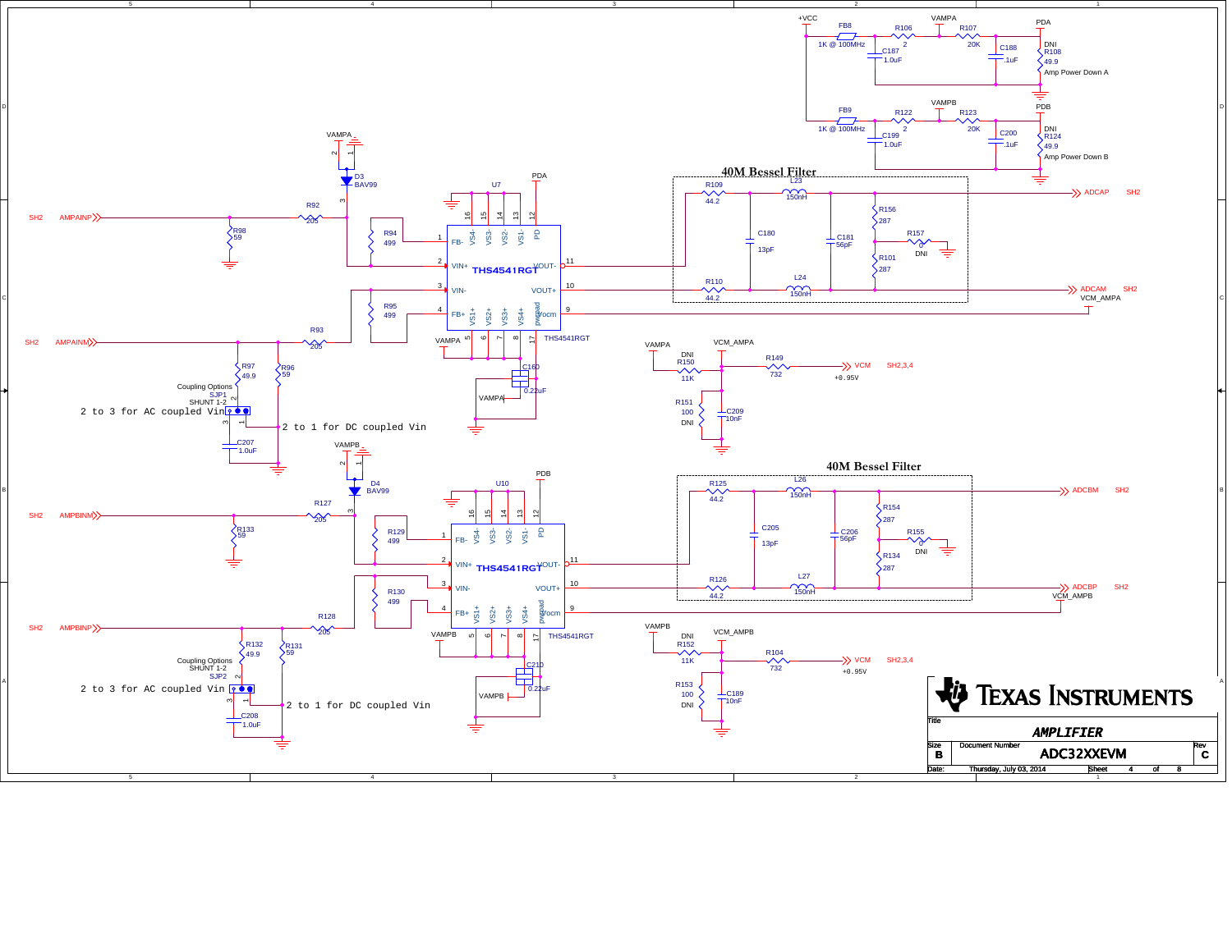# AMPLIFIER

**ADC32XXEVM** — Rev C

Texas Instruments

Size: B | Document Number: ADC32XXEVM | Rev: C

Date: Thursday, July 03, 2014 | Sheet 4 of 8

## Amp Power Down

- +VCC — FB8 (1K @ 100MHz) — R106 (2) — VAMPA — R107 (20K) — PDA; C187 1.0uF; C188 .1uF; R108 49.9 (DNI) — Amp Power Down A
- FB9 (1K @ 100MHz) — R122 (2) — VAMPB — R123 (20K) — PDB; C199 1.0uF; C200 .1uF; R124 49.9 (DNI) — Amp Power Down B

## Channel A

- SH2 AMPAINP — R92 205; R98 59
- SH2 AMPAINM — R93 205; R97 49.9; R96 59
- D3 BAV99 (VAMPA)
- R94 499; R95 499
- U7 THS4541RGT (FB-, VIN+, VIN-, FB+, VOUT-, VOUT+, Vocm, PD, VS1+..VS4+, VS1-..VS4-, pwrpad); PD — PDA
- C160 0.22uF (VAMPA)
- Coupling Options SJP1 SHUNT 1-2
- 2 to 3 for AC coupled Vin
- 2 to 1 for DC coupled Vin
- C207 1.0uF

### 40M Bessel Filter

- R109 44.2; L23 150nH; C180 13pF; C181 56pF; R156 287; R157 0 (DNI); R101 287; R110 44.2; L24 150nH
- ADCAP SH2; ADCAM SH2; VCM_AMPA

### VCM_AMPA

- VAMPA — R150 11K (DNI); R149 732 — VCM SH2,3,4 (+0.95V); R151 100 (DNI); C209 10nF

## Channel B

- SH2 AMPBINM — R127 205; R133 59
- SH2 AMPBINP — R128 205; R132 49.9; R131 59
- D4 BAV99 (VAMPB)
- R129 499; R130 499
- U10 THS4541RGT; PD — PDB
- C210 0.22uF (VAMPB)
- Coupling Options SHUNT 1-2 SJP2
- 2 to 3 for AC coupled Vin
- 2 to 1 for DC coupled Vin
- C208 1.0uF

### 40M Bessel Filter

- R125 44.2; L26 150nH; C205 13pF; C206 56pF; R154 287; R155 0 (DNI); R134 287; R126 44.2; L27 150nH
- ADCBM SH2; ADCBP SH2; VCM_AMPB

### VCM_AMPB

- VAMPB — R152 11K (DNI); R104 732 — VCM SH2,3,4 (+0.95V); R153 100 (DNI); C189 10nF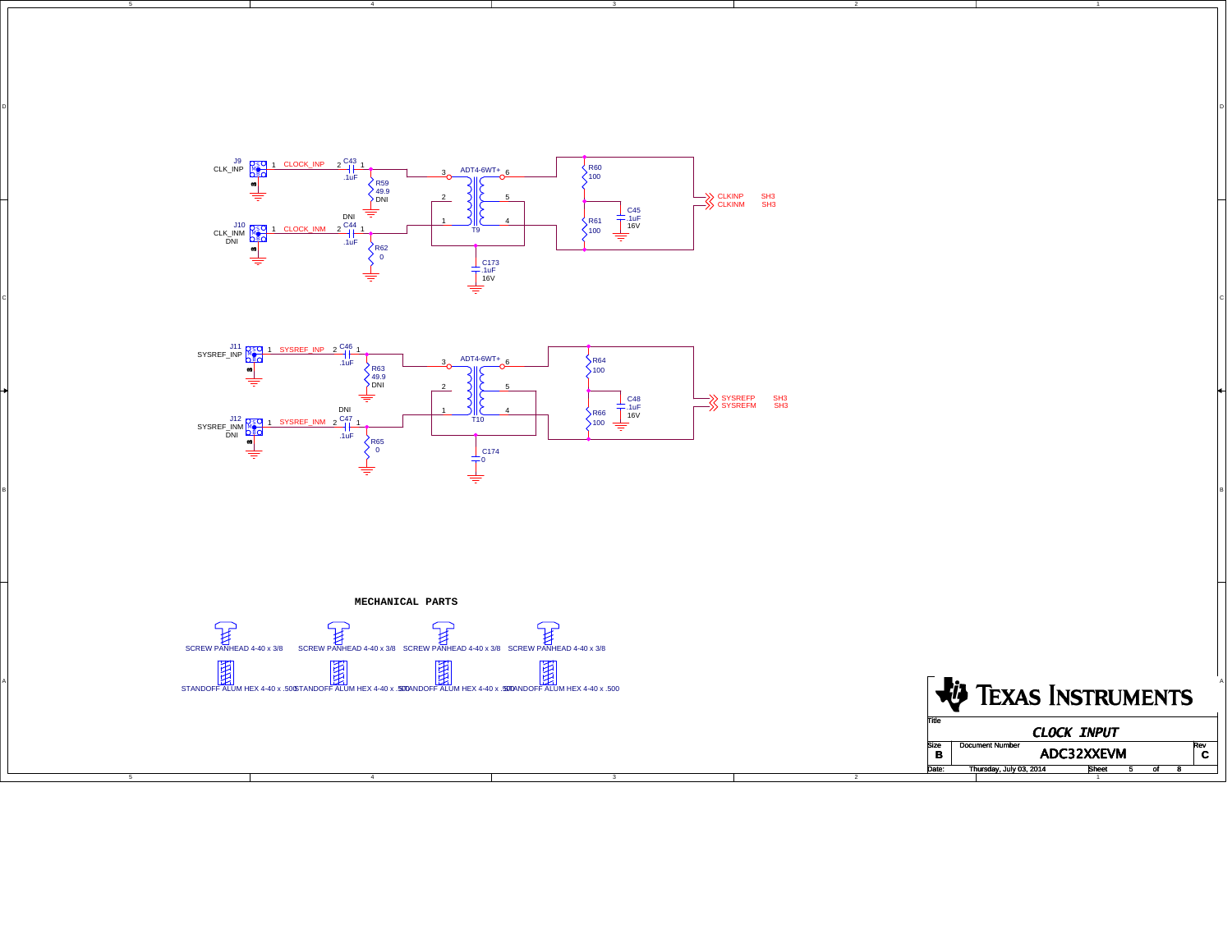J9
CLK_INP
1 CLOCK_INP
2 C43 1
.1uF
R59
49.9
DNI

J10
CLK_INM
DNI
1 CLOCK_INM
DNI
2 C44 1
.1uF
R62
0

ADT4-6WT+
3 6
2 5
1 4
T9

C173
.1uF
16V

R60
100
R61
100
C45
.1uF
16V

CLKINP SH3
CLKINM SH3

J11
SYSREF_INP
1 SYSREF_INP
2 C46 1
.1uF
R63
49.9
DNI

J12
SYSREF_INM
DNI
1 SYSREF_INM
DNI
2 C47 1
.1uF
R65
0

ADT4-6WT+
3 6
2 5
1 4
T10

C174
0

R64
100
R66
100
C48
.1uF
16V

SYSREFP SH3
SYSREFM SH3

**MECHANICAL PARTS**

SCREW PANHEAD 4-40 x 3/8
SCREW PANHEAD 4-40 x 3/8
SCREW PANHEAD 4-40 x 3/8
SCREW PANHEAD 4-40 x 3/8

STANDOFF ALUM HEX 4-40 x .500
STANDOFF ALUM HEX 4-40 x .500
STANDOFF ALUM HEX 4-40 x .500
STANDOFF ALUM HEX 4-40 x .500

TEXAS INSTRUMENTS

| Title | CLOCK INPUT | | |
|---|---|---|---|
| Size | Document Number | | Rev |
| B | ADC32XXEVM | | C |
| Date: | Thursday, July 03, 2014 | Sheet 5 of 8 | |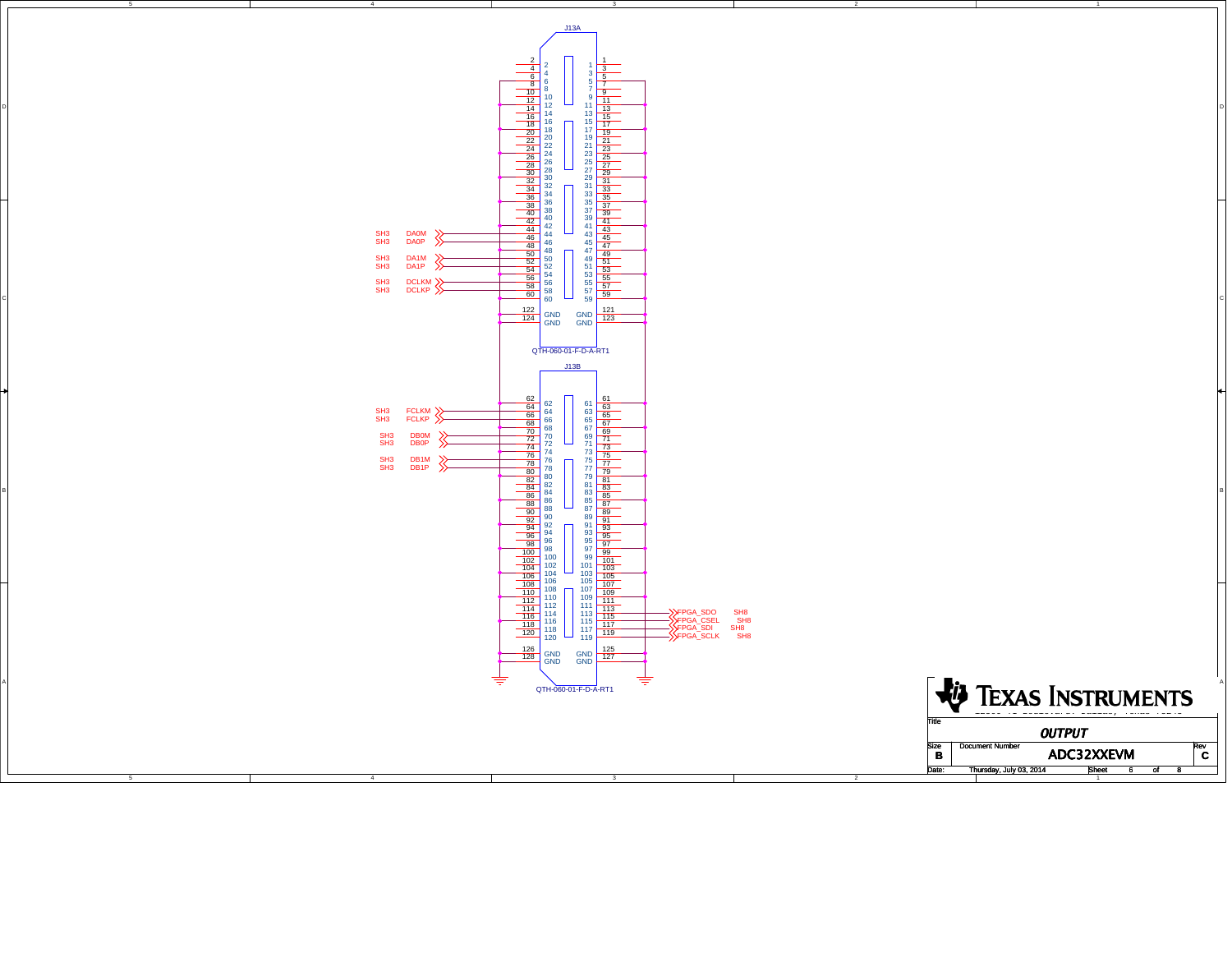**J13A** — QTH-060-01-F-D-A-RT1

| Signal | Sheet | Pin |
| --- | --- | --- |
| DA0M | SH3 | 44 |
| DA0P | SH3 | 46 |
| DA1M | SH3 | 50 |
| DA1P | SH3 | 52 |
| DCLKM | SH3 | 56 |
| DCLKP | SH3 | 58 |

GND: 121, 122, 123, 124

**J13B** — QTH-060-01-F-D-A-RT1

| Signal | Sheet | Pin |
| --- | --- | --- |
| FCLKM | SH3 | 64 |
| FCLKP | SH3 | 66 |
| DB0M | SH3 | 70 |
| DB0P | SH3 | 72 |
| DB1M | SH3 | 76 |
| DB1P | SH3 | 78 |
| FPGA_SDO | SH8 | 113 |
| FPGA_CSEL | SH8 | 115 |
| FPGA_SDI | SH8 | 117 |
| FPGA_SCLK | SH8 | 119 |

GND: 125, 126, 127, 128

**TEXAS INSTRUMENTS**

Title: ***OUTPUT***

| Size | Document Number | Rev |
| --- | --- | --- |
| B | ADC32XXEVM | C |

Date: Thursday, July 03, 2014 — Sheet 6 of 8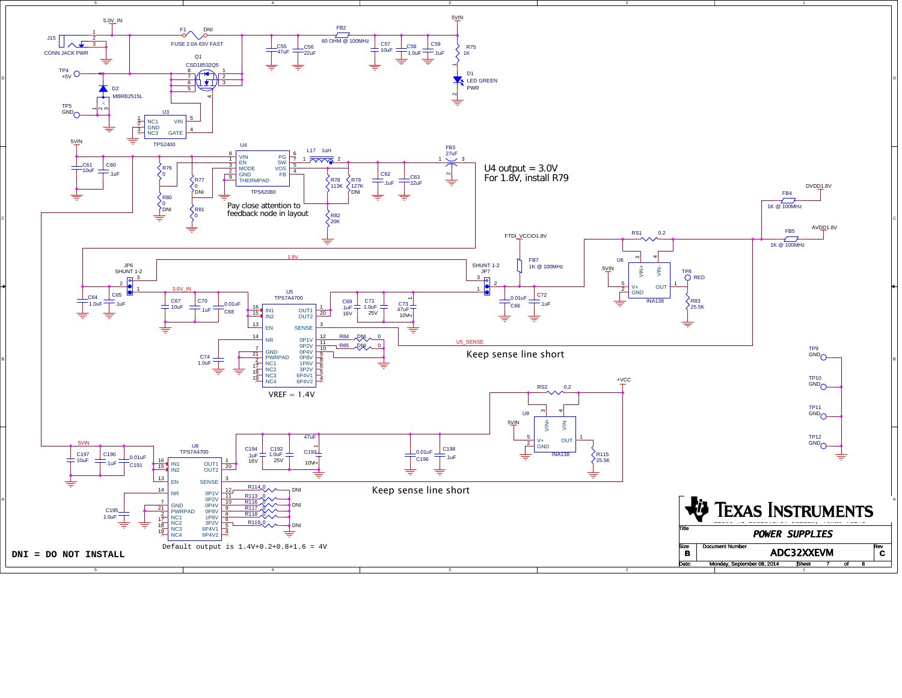U4 output = 3.0V
For 1.8V, install R79

Pay close attention to feedback node in layout

Keep sense line short

VREF = 1.4V

Keep sense line short

Default output is 1.4V+0.2+0.8+1.6 = 4V

DNI = DO NOT INSTALL

| Title | POWER SUPPLIES | |
|---|---|---|
| Size: B | Document Number: ADC32XXEVM | Rev: C |
| Date: Monday, September 08, 2014 | Sheet 7 of 8 | |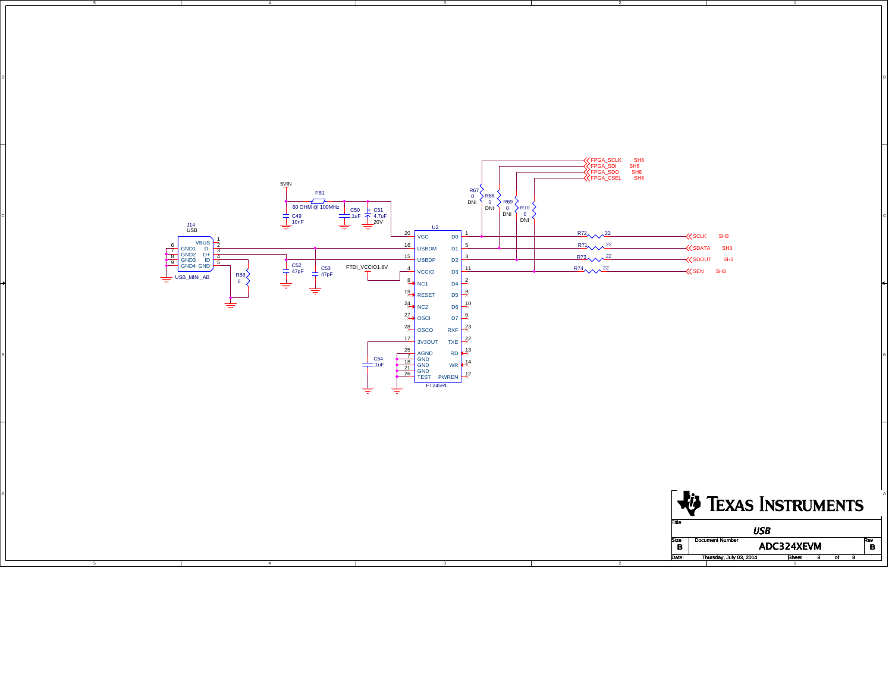FPGA_SCLK SH6
FPGA_SDI SH6
FPGA_SDO SH6
FPGA_CSEL SH6

5VIN

FB1
60 OHM @ 100MHz

C49
10nF

C50
.1uF

C51
4.7uF
20V

R67
0
DNI

R68
0
DNI

R69
0
DNI

R70
0
DNI

J14
USB

VBUS 1
D- 2
D+ 3
ID 4
GND 5
GND1 6
GND2 7
GND3 8
GND4 9

USB_MINI_AB

R86
0

C52
47pF

C53
47pF

FTDI_VCCIO1.8V

U2

20 VCC
16 USBDM
15 USBDP
4 VCCIO
8 NC1
19 RESET
24 NC2
27 OSCI
28 OSCO
17 3V3OUT
25 AGND
7 GND
18 GND
21 GND
26 TEST

D0 1
D1 5
D2 3
D3 11
D4 2
D5 9
D6 10
D7 6
RXF 23
TXE 22
RD 13
WR 14
PWREN 12

FT245RL

C54
.1uF

R72 22 SCLK SH3
R71 22 SDATA SH3
R73 22 SDOUT SH3
R74 22 SEN SH3

TEXAS INSTRUMENTS

Title: USB

Size: B

Document Number: ADC324XEVM

Rev: B

Date: Thursday, July 03, 2014